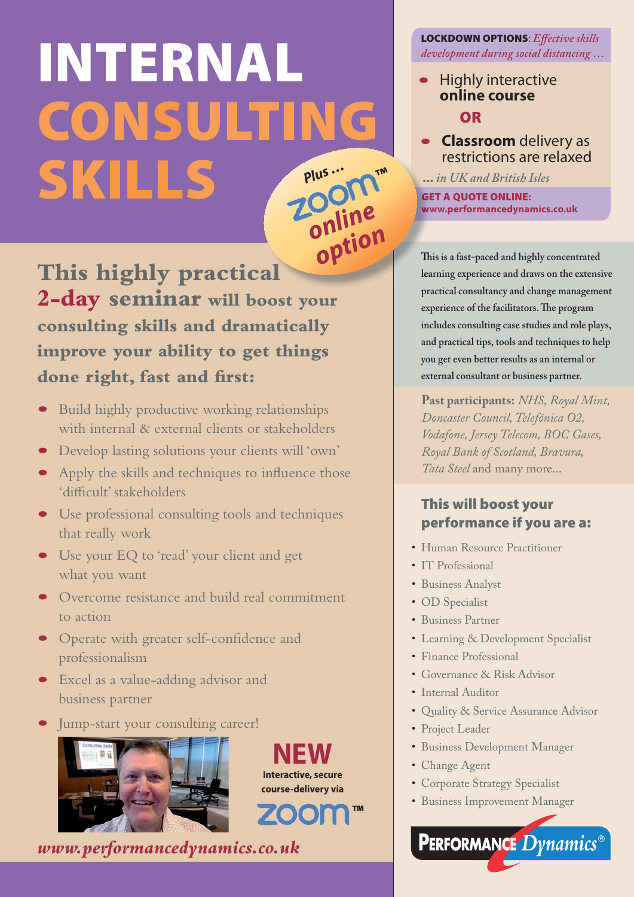# INTERNAL CONSULTING SKILLS

Plus … zoom™ online option

## This highly practical 2-day seminar will boost your consulting skills and dramatically improve your ability to get things done right, fast and first:

- Build highly productive working relationships with internal & external clients or stakeholders
- Develop lasting solutions your clients will 'own'
- Apply the skills and techniques to influence those 'difficult' stakeholders
- Use professional consulting tools and techniques that really work
- Use your EQ to 'read' your client and get what you want
- Overcome resistance and build real commitment to action
- Operate with greater self-confidence and professionalism
- Excel as a value-adding advisor and business partner
- Jump-start your consulting career!

**NEW**
**Interactive, secure course-delivery via zoom™**

*www.performancedynamics.co.uk*

**LOCKDOWN OPTIONS**: *Effective skills development during social distancing …*

- Highly interactive **online course**

**OR**

- **Classroom** delivery as restrictions are relaxed

*… in UK and British Isles*

**GET A QUOTE ONLINE:**
**www.performancedynamics.co.uk**

This is a fast-paced and highly concentrated learning experience and draws on the extensive practical consultancy and change management experience of the facilitators. The program includes consulting case studies and role plays, and practical tips, tools and techniques to help you get even better results as an internal or external consultant or business partner.

**Past participants:** *NHS, Royal Mint, Doncaster Council, Telefónica O2, Vodafone, Jersey Telecom, BOC Gases, Royal Bank of Scotland, Bravura, Tata Steel* and many more...

### This will boost your performance if you are a:

- Human Resource Practitioner
- IT Professional
- Business Analyst
- OD Specialist
- Business Partner
- Learning & Development Specialist
- Finance Professional
- Governance & Risk Advisor
- Internal Auditor
- Quality & Service Assurance Advisor
- Project Leader
- Business Development Manager
- Change Agent
- Corporate Strategy Specialist
- Business Improvement Manager

PERFORMANCE Dynamics®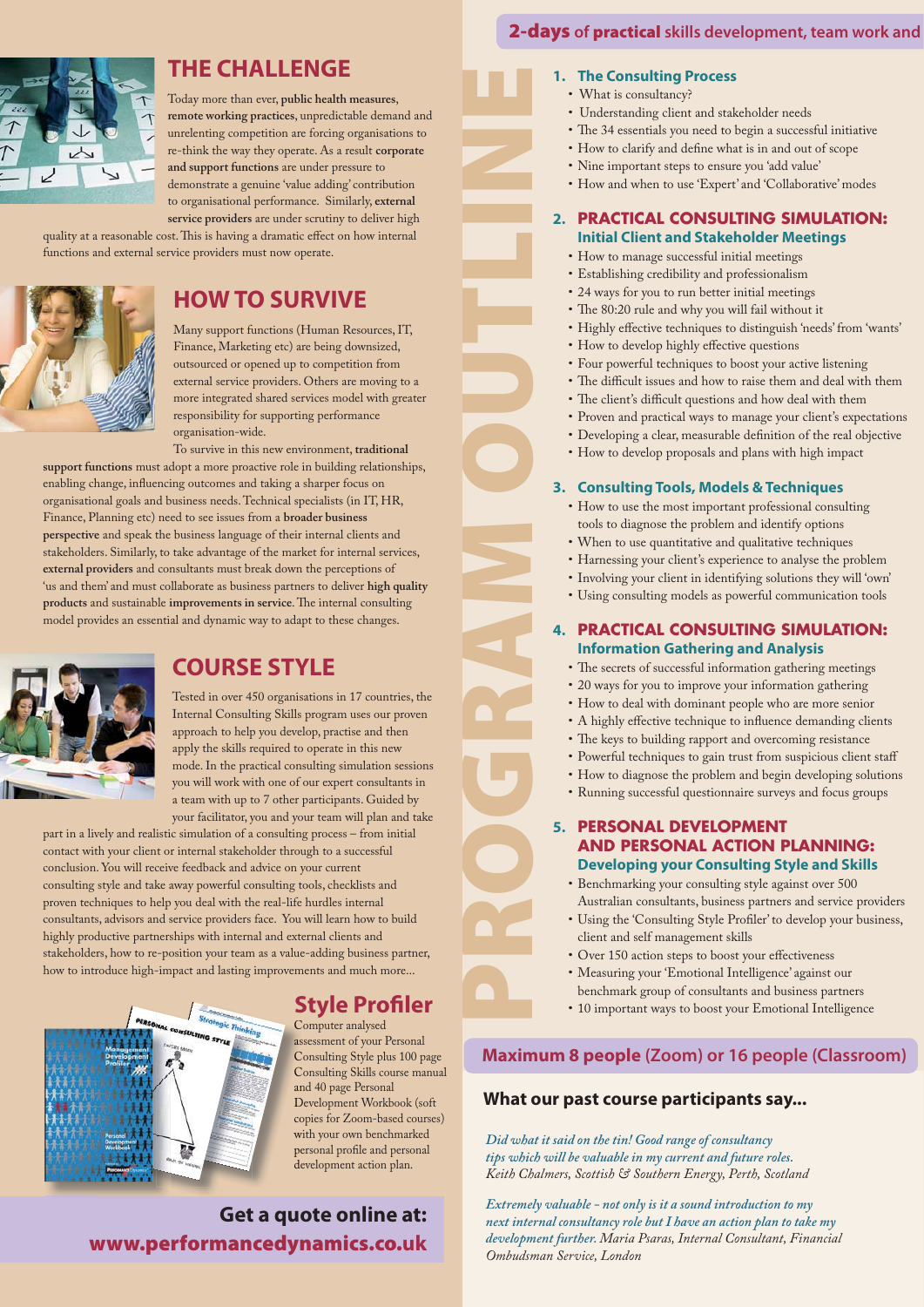## THE CHALLENGE

Today more than ever, **public health measures**, **remote working practices**, unpredictable demand and unrelenting competition are forcing organisations to re-think the way they operate. As a result **corporate and support functions** are under pressure to demonstrate a genuine 'value adding' contribution to organisational performance. Similarly, **external service providers** are under scrutiny to deliver high quality at a reasonable cost. This is having a dramatic effect on how internal functions and external service providers must now operate.

## HOW TO SURVIVE

Many support functions (Human Resources, IT, Finance, Marketing etc) are being downsized, outsourced or opened up to competition from external service providers. Others are moving to a more integrated shared services model with greater responsibility for supporting performance organisation-wide.

To survive in this new environment, **traditional support functions** must adopt a more proactive role in building relationships, enabling change, influencing outcomes and taking a sharper focus on organisational goals and business needs. Technical specialists (in IT, HR, Finance, Planning etc) need to see issues from a **broader business perspective** and speak the business language of their internal clients and stakeholders. Similarly, to take advantage of the market for internal services, **external providers** and consultants must break down the perceptions of 'us and them' and must collaborate as business partners to deliver **high quality products** and sustainable **improvements in service**. The internal consulting model provides an essential and dynamic way to adapt to these changes.

## COURSE STYLE

Tested in over 450 organisations in 17 countries, the Internal Consulting Skills program uses our proven approach to help you develop, practise and then apply the skills required to operate in this new mode. In the practical consulting simulation sessions you will work with one of our expert consultants in a team with up to 7 other participants. Guided by your facilitator, you and your team will plan and take part in a lively and realistic simulation of a consulting process – from initial contact with your client or internal stakeholder through to a successful conclusion. You will receive feedback and advice on your current consulting style and take away powerful consulting tools, checklists and proven techniques to help you deal with the real-life hurdles internal consultants, advisors and service providers face. You will learn how to build highly productive partnerships with internal and external clients and stakeholders, how to re-position your team as a value-adding business partner, how to introduce high-impact and lasting improvements and much more...

## Style Profiler

Computer analysed assessment of your Personal Consulting Style plus 100 page Consulting Skills course manual and 40 page Personal Development Workbook (soft copies for Zoom-based courses) with your own benchmarked personal profile and personal development action plan.

**Get a quote online at: www.performancedynamics.co.uk**

# PROGRAM OUTLINE

**2-days of practical skills development, team work and**

### 1. The Consulting Process

- What is consultancy?
- Understanding client and stakeholder needs
- The 34 essentials you need to begin a successful initiative
- How to clarify and define what is in and out of scope
- Nine important steps to ensure you 'add value'
- How and when to use 'Expert' and 'Collaborative' modes

### 2. PRACTICAL CONSULTING SIMULATION: Initial Client and Stakeholder Meetings

- How to manage successful initial meetings
- Establishing credibility and professionalism
- 24 ways for you to run better initial meetings
- The 80:20 rule and why you will fail without it
- Highly effective techniques to distinguish 'needs' from 'wants'
- How to develop highly effective questions
- Four powerful techniques to boost your active listening
- The difficult issues and how to raise them and deal with them
- The client's difficult questions and how deal with them
- Proven and practical ways to manage your client's expectations
- Developing a clear, measurable definition of the real objective
- How to develop proposals and plans with high impact

### 3. Consulting Tools, Models & Techniques

- How to use the most important professional consulting tools to diagnose the problem and identify options
- When to use quantitative and qualitative techniques
- Harnessing your client's experience to analyse the problem
- Involving your client in identifying solutions they will 'own'
- Using consulting models as powerful communication tools

### 4. PRACTICAL CONSULTING SIMULATION: Information Gathering and Analysis

- The secrets of successful information gathering meetings
- 20 ways for you to improve your information gathering
- How to deal with dominant people who are more senior
- A highly effective technique to influence demanding clients
- The keys to building rapport and overcoming resistance
- Powerful techniques to gain trust from suspicious client staff
- How to diagnose the problem and begin developing solutions
- Running successful questionnaire surveys and focus groups

### 5. PERSONAL DEVELOPMENT AND PERSONAL ACTION PLANNING: Developing your Consulting Style and Skills

- Benchmarking your consulting style against over 500 Australian consultants, business partners and service providers
- Using the 'Consulting Style Profiler' to develop your business, client and self management skills
- Over 150 action steps to boost your effectiveness
- Measuring your 'Emotional Intelligence' against our benchmark group of consultants and business partners
- 10 important ways to boost your Emotional Intelligence

**Maximum 8 people (Zoom) or 16 people (Classroom)**

### What our past course participants say...

*Did what it said on the tin! Good range of consultancy tips which will be valuable in my current and future roles. Keith Chalmers, Scottish & Southern Energy, Perth, Scotland*

*Extremely valuable - not only is it a sound introduction to my next internal consultancy role but I have an action plan to take my development further. Maria Psaras, Internal Consultant, Financial Ombudsman Service, London*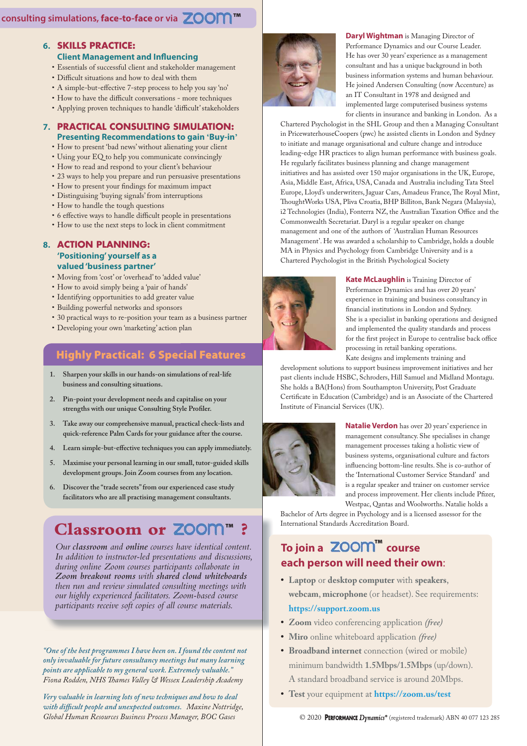consulting simulations, face-to-face or via Zoom™

### 6. SKILLS PRACTICE: Client Management and Influencing

- Essentials of successful client and stakeholder management
- Difficult situations and how to deal with them
- A simple-but-effective 7-step process to help you say 'no'
- How to have the difficult conversations - more techniques
- Applying proven techniques to handle 'difficult' stakeholders

### 7. PRACTICAL CONSULTING SIMULATION: Presenting Recommendations to gain 'Buy-in'

- How to present 'bad news' without alienating your client
- Using your EQ to help you communicate convincingly
- How to read and respond to your client's behaviour
- 23 ways to help you prepare and run persuasive presentations
- How to present your findings for maximum impact
- Distinguishing 'buying signals' from interruptions
- How to handle the tough questions
- 6 effective ways to handle difficult people in presentations
- How to use the next steps to lock in client commitment

### 8. ACTION PLANNING: 'Positioning' yourself as a valued 'business partner'

- Moving from 'cost' or 'overhead' to 'added value'
- How to avoid simply being a 'pair of hands'
- Identifying opportunities to add greater value
- Building powerful networks and sponsors
- 30 practical ways to re-position your team as a business partner
- Developing your own 'marketing' action plan

## Highly Practical: 6 Special Features

1. **Sharpen your skills in our hands-on simulations of real-life business and consulting situations.**
2. **Pin-point your development needs and capitalise on your strengths with our unique Consulting Style Profiler.**
3. **Take away our comprehensive manual, practical check-lists and quick-reference Palm Cards for your guidance after the course.**
4. **Learn simple-but-effective techniques you can apply immediately.**
5. **Maximise your personal learning in our small, tutor-guided skills development groups. Join Zoom courses from any location.**
6. **Discover the "trade secrets" from our experienced case study facilitators who are all practising management consultants.**

## Classroom or Zoom™ ?

*Our **classroom** and **online** courses have identical content. In addition to instructor-led presentations and discussions, during online Zoom courses participants collaborate in **Zoom breakout rooms** with **shared cloud whiteboards** then run and review simulated consulting meetings with our highly experienced facilitators. Zoom-based course participants receive soft copies of all course materials.*

*"One of the best programmes I have been on. I found the content not only invaluable for future consultancy meetings but many learning points are applicable to my general work. Extremely valuable."* Fiona Rodden, NHS Thames Valley & Wessex Leadership Academy

*Very valuable in learning lots of new techniques and how to deal with difficult people and unexpected outcomes.* Maxine Nottridge, Global Human Resources Business Process Manager, BOC Gases

**Daryl Wightman** is Managing Director of Performance Dynamics and our Course Leader. He has over 30 years' experience as a management consultant and has a unique background in both business information systems and human behaviour. He joined Andersen Consulting (now Accenture) as an IT Consultant in 1978 and designed and implemented large computerised business systems for clients in insurance and banking in London. As a Chartered Psychologist in the SHL Group and then a Managing Consultant in PricewaterhouseCoopers (pwc) he assisted clients in London and Sydney to initiate and manage organisational and culture change and introduce leading-edge HR practices to align human performance with business goals. He regularly facilitates business planning and change management initiatives and has assisted over 150 major organisations in the UK, Europe, Asia, Middle East, Africa, USA, Canada and Australia including Tata Steel Europe, Lloyd's underwriters, Jaguar Cars, Amadeus France, The Royal Mint, ThoughtWorks USA, Pliva Croatia, BHP Billiton, Bank Negara (Malaysia), i2 Technologies (India), Fonterra NZ, the Australian Taxation Office and the Commonwealth Secretariat. Daryl is a regular speaker on change management and one of the authors of 'Australian Human Resources Management'. He was awarded a scholarship to Cambridge, holds a double MA in Physics and Psychology from Cambridge University and is a Chartered Psychologist in the British Psychological Society

**Kate McLaughlin** is Training Director of Performance Dynamics and has over 20 years' experience in training and business consultancy in financial institutions in London and Sydney. She is a specialist in banking operations and designed and implemented the quality standards and process for the first project in Europe to centralise back office processing in retail banking operations. Kate designs and implements training and development solutions to support business improvement initiatives and her past clients include HSBC, Schroders, Hill Samuel and Midland Montagu. She holds a BA(Hons) from Southampton University, Post Graduate Certificate in Education (Cambridge) and is an Associate of the Chartered Institute of Financial Services (UK).

**Natalie Verdon** has over 20 years' experience in management consultancy. She specialises in change management processes taking a holistic view of business systems, organisational culture and factors influencing bottom-line results. She is co-author of the 'International Customer Service Standard' and is a regular speaker and trainer on customer service and process improvement. Her clients include Pfizer, Westpac, Qantas and Woolworths. Natalie holds a Bachelor of Arts degree in Psychology and is a licensed assessor for the International Standards Accreditation Board.

## To join a Zoom™ course each person will need their own:

- **Laptop** or **desktop computer** with **speakers**, **webcam**, **microphone** (or headset). See requirements: **https://support.zoom.us**
- **Zoom** video conferencing application *(free)*
- **Miro** online whiteboard application *(free)*
- **Broadband internet** connection (wired or mobile) minimum bandwidth **1.5Mbps/1.5Mbps** (up/down). A standard broadband service is around 20Mbps.
- **Test** your equipment at **https://zoom.us/test**

© 2020 PERFORMANCE *Dynamics®* (registered trademark) ABN 40 077 123 285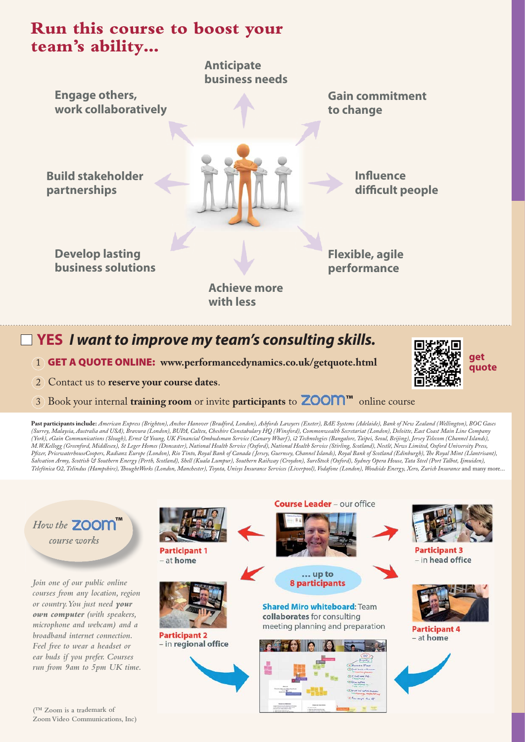# Run this course to boost your team's ability...

- Anticipate business needs
- Gain commitment to change
- Influence difficult people
- Flexible, agile performance
- Achieve more with less
- Develop lasting business solutions
- Build stakeholder partnerships
- Engage others, work collaboratively

## ☐ YES *I want to improve my team's consulting skills.*

1. **GET A QUOTE ONLINE:** **www.performancedynamics.co.uk/getquote.html**
2. Contact us to **reserve your course dates**.
3. Book your internal **training room** or invite **participants** to ZOOM™ online course

**get quote**

**Past participants include:** *American Express (Brighton), Anchor Hanover (Bradford, London), Ashfords Lawyers (Exeter), BAE Systems (Adelaide), Bank of New Zealand (Wellington), BOC Gases (Surrey, Malaysia, Australia and USA), Bravura (London), BUPA, Caltex, Cheshire Constabulary HQ (Winsford), Commonwealth Secretariat (London), Deloitte, East Coast Main Line Company (York), eGain Communications (Slough), Ernst & Young, UK Financial Ombudsman Service (Canary Wharf), i2 Technologies (Bangalore, Taipei, Seoul, Beijing), Jersey Telecom (Channel Islands), M.W.Kellogg (Greenford, Middlesex), St Leger Homes (Doncaster), National Health Service (Oxford), National Health Service (Stirling, Scotland), Nestlé, News Limited, Oxford University Press, Pfizer, PricewaterhouseCoopers, Radianz Europe (London), Rio Tinto, Royal Bank of Canada (Jersey, Guernsey, Channel Islands), Royal Bank of Scotland (Edinburgh), The Royal Mint (Llantrisant), Salvation Army, Scottish & Southern Energy (Perth, Scotland), Shell (Kuala Lumpur), Southern Railway (Croydon), SureStock (Oxford), Sydney Opera House, Tata Steel (Port Talbot, Ijmuiden), Telefónica O2, Telindus (Hampshire), ThoughtWorks (London, Manchester), Toyota, Unisys Insurance Services (Liverpool), Vodafone (London), Woodside Energy, Xero, Zurich Insurance* and many more...

## *How the* ZOOM™ *course works*

*Join one of our public online courses from any location, region or country. You just need **your own computer** (with speakers, microphone and webcam) and a broadband internet connection. Feel free to wear a headset or ear buds if you prefer. Courses run from 9am to 5pm UK time.*

**Course Leader** – our office

**Participant 1** – at **home**

**Participant 2** – in **regional office**

**Participant 3** – in **head office**

**Participant 4** – at **home**

**... up to 8 participants**

**Shared Miro whiteboard:** Team **collaborates** for consulting meeting planning and preparation

(™ Zoom is a trademark of Zoom Video Communications, Inc)